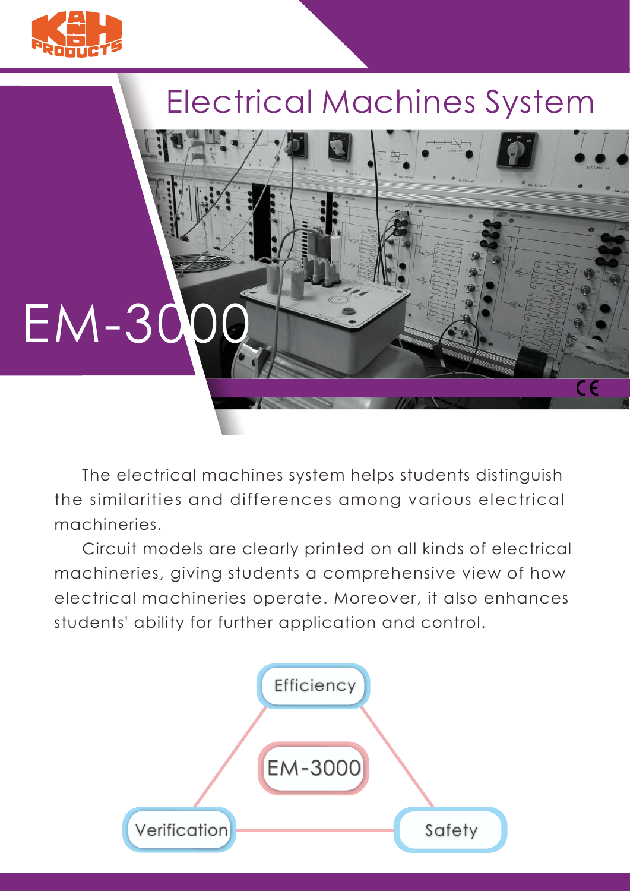# Electrical Machines System

# EM-3000

The electrical machines system helps students distinguish the similarities and differences among various electrical machineries.

Circuit models are clearly printed on all kinds of electrical machineries, giving students a comprehensive view of how electrical machineries operate. Moreover, it also enhances students' ability for further application and control.

Efficiency

EM-3000

Verification

Safety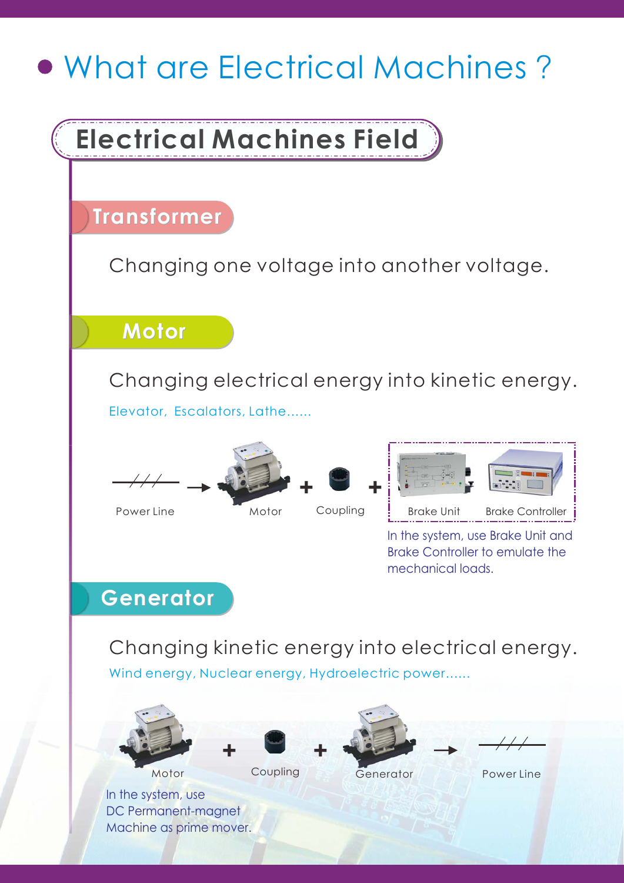# What are Electrical Machines ?

## Electrical Machines Field

### Transformer

Changing one voltage into another voltage.

### Motor

Changing electrical energy into kinetic energy.

Elevator, Escalators, Lathe......

Power Line → Motor + Coupling + Brake Unit, Brake Controller

In the system, use Brake Unit and Brake Controller to emulate the mechanical loads.

### Generator

Changing kinetic energy into electrical energy.

Wind energy, Nuclear energy, Hydroelectric power......

Motor + Coupling + Generator → Power Line

In the system, use DC Permanent-magnet Machine as prime mover.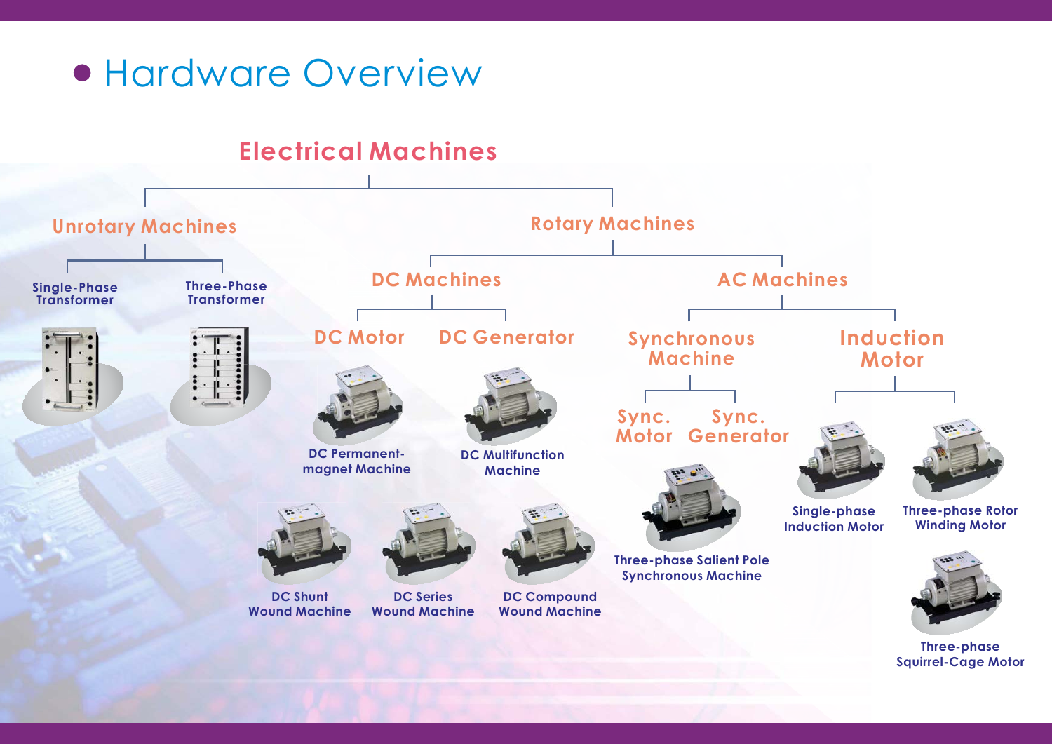# Hardware Overview

## Electrical Machines

- **Unrotary Machines**
  - Single-Phase Transformer
  - Three-Phase Transformer
- **Rotary Machines**
  - **DC Machines**
    - DC Motor
    - DC Generator
    - DC Permanent-magnet Machine
    - DC Multifunction Machine
    - DC Shunt Wound Machine
    - DC Series Wound Machine
    - DC Compound Wound Machine
  - **AC Machines**
    - **Synchronous Machine**
      - Sync. Motor
      - Sync. Generator
      - Three-phase Salient Pole Synchronous Machine
    - **Induction Motor**
      - Single-phase Induction Motor
      - Three-phase Rotor Winding Motor
      - Three-phase Squirrel-Cage Motor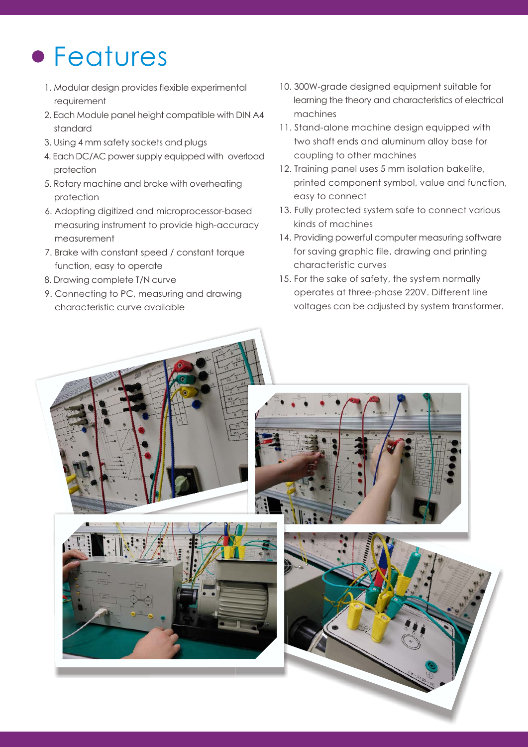# Features

1. Modular design provides flexible experimental requirement
2. Each Module panel height compatible with DIN A4 standard
3. Using 4 mm safety sockets and plugs
4. Each DC/AC power supply equipped with overload protection
5. Rotary machine and brake with overheating protection
6. Adopting digitized and microprocessor-based measuring instrument to provide high-accuracy measurement
7. Brake with constant speed / constant torque function, easy to operate
8. Drawing complete T/N curve
9. Connecting to PC, measuring and drawing characteristic curve available
10. 300W-grade designed equipment suitable for learning the theory and characteristics of electrical machines
11. Stand-alone machine design equipped with two shaft ends and aluminum alloy base for coupling to other machines
12. Training panel uses 5 mm isolation bakelite, printed component symbol, value and function, easy to connect
13. Fully protected system safe to connect various kinds of machines
14. Providing powerful computer measuring software for saving graphic file, drawing and printing characteristic curves
15. For the sake of safety, the system normally operates at three-phase 220V. Different line voltages can be adjusted by system transformer.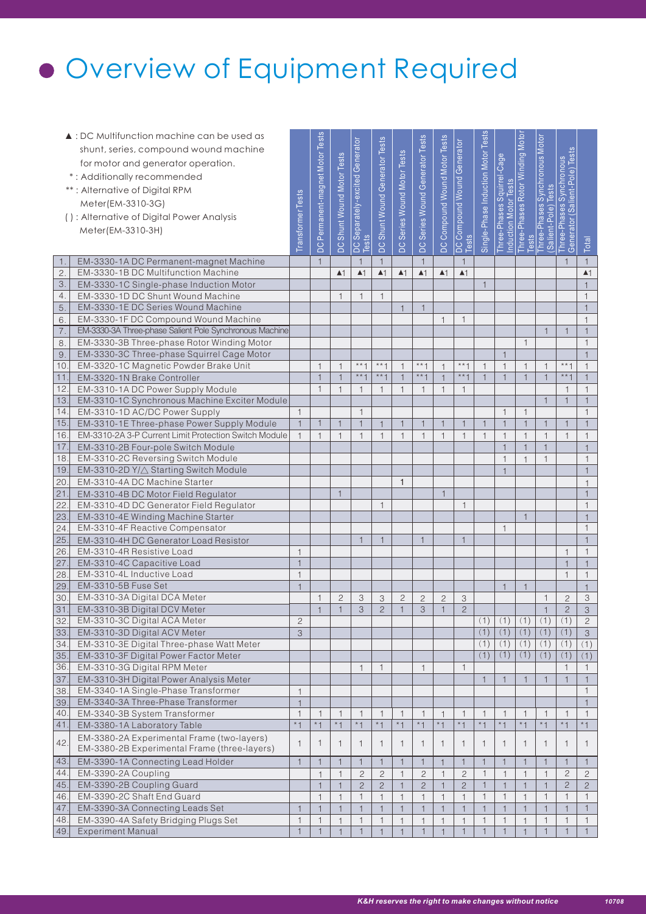# Overview of Equipment Required

▲ : DC Multifunction machine can be used as shunt, series, compound wound machine for motor and generator operation.
\* : Additionally recommended
\*\* : Alternative of Digital RPM Meter(EM-3310-3G)
( ) : Alternative of Digital Power Analysis Meter(EM-3310-3H)

| | | Transformer Tests | DC Permanent-magnet Motor Tests | DC Shunt Wound Motor Tests | DC Separately-excited Generator Tests | DC Shunt Wound Generator Tests | DC Series Wound Motor Tests | DC Series Wound Generator Tests | DC Compound Wound Motor Tests | DC Compound Wound Generator Tests | Single-Phase Induction Motor Tests | Three-Phases Squirrel-Cage Induction Motor Tests | Three-Phases Rotor Winding Motor Tests | Three-Phases Synchronous Motor (Salient-Pole) Tests | Three-Phases Synchronous Generator (Salient-Pole) Tests | Total |
|---|---|---|---|---|---|---|---|---|---|---|---|---|---|---|---|---|
| 1. | EM-3330-1A DC Permanent-magnet Machine | | 1 | | 1 | 1 | | 1 | | 1 | | | | | 1 | 1 |
| 2. | EM-3330-1B DC Multifunction Machine | | | ▲1 | ▲1 | ▲1 | ▲1 | ▲1 | ▲1 | ▲1 | | | | | | ▲1 |
| 3. | EM-3330-1C Single-phase Induction Motor | | | | | | | | | | 1 | | | | | 1 |
| 4. | EM-3330-1D DC Shunt Wound Machine | | | 1 | 1 | 1 | | | | | | | | | | 1 |
| 5. | EM-3330-1E DC Series Wound Machine | | | | | | 1 | 1 | | | | | | | | 1 |
| 6. | EM-3330-1F DC Compound Wound Machine | | | | | | | | 1 | 1 | | | | | | 1 |
| 7. | EM-3330-3A Three-phase Salient Pole Synchronous Machine | | | | | | | | | | | | | 1 | 1 | 1 |
| 8. | EM-3330-3B Three-phase Rotor Winding Motor | | | | | | | | | | | | 1 | | | 1 |
| 9. | EM-3330-3C Three-phase Squirrel Cage Motor | | | | | | | | | | | 1 | | | | 1 |
| 10. | EM-3320-1C Magnetic Powder Brake Unit | | 1 | 1 | **1 | **1 | 1 | **1 | 1 | **1 | 1 | 1 | 1 | 1 | **1 | 1 |
| 11. | EM-3320-1N Brake Controller | | 1 | 1 | **1 | **1 | 1 | **1 | 1 | **1 | 1 | 1 | 1 | 1 | **1 | 1 |
| 12. | EM-3310-1A DC Power Supply Module | | 1 | 1 | 1 | 1 | 1 | 1 | 1 | 1 | | | | | 1 | 1 |
| 13. | EM-3310-1C Synchronous Machine Exciter Module | | | | | | | | | | | | | 1 | 1 | 1 |
| 14. | EM-3310-1D AC/DC Power Supply | 1 | | | 1 | | | | | | | 1 | 1 | | | 1 |
| 15. | EM-3310-1E Three-phase Power Supply Module | 1 | 1 | 1 | 1 | 1 | 1 | 1 | 1 | 1 | 1 | 1 | 1 | 1 | 1 | 1 |
| 16. | EM-3310-2A 3-P Current Limit Protection Switch Module | 1 | 1 | 1 | 1 | 1 | 1 | 1 | 1 | 1 | 1 | 1 | 1 | 1 | 1 | 1 |
| 17. | EM-3310-2B Four-pole Switch Module | | | | | | | | | | | 1 | 1 | 1 | | 1 |
| 18. | EM-3310-2C Reversing Switch Module | | | | | | | | | | | 1 | 1 | 1 | | 1 |
| 19. | EM-3310-2D Y/△ Starting Switch Module | | | | | | | | | | | 1 | | | | 1 |
| 20. | EM-3310-4A DC Machine Starter | | | | | | 1 | | | | | | | | | 1 |
| 21. | EM-3310-4B DC Motor Field Regulator | | | 1 | | | | | 1 | | | | | | | 1 |
| 22. | EM-3310-4D DC Generator Field Regulator | | | | | 1 | | | | 1 | | | | | | 1 |
| 23. | EM-3310-4E Winding Machine Starter | | | | | | | | | | | | 1 | | | 1 |
| 24. | EM-3310-4F Reactive Compensator | | | | | | | | | | | 1 | | | | 1 |
| 25. | EM-3310-4H DC Generator Load Resistor | | | | 1 | 1 | | 1 | | 1 | | | | | | 1 |
| 26. | EM-3310-4R Resistive Load | 1 | | | | | | | | | | | | | 1 | 1 |
| 27. | EM-3310-4C Capacitive Load | 1 | | | | | | | | | | | | | 1 | 1 |
| 28. | EM-3310-4L Inductive Load | 1 | | | | | | | | | | | | | 1 | 1 |
| 29. | EM-3310-5B Fuse Set | 1 | | | | | | | | | | 1 | 1 | | | 1 |
| 30. | EM-3310-3A Digital DCA Meter | | 1 | 2 | 3 | 3 | 2 | 2 | 2 | 3 | | | | 1 | 2 | 3 |
| 31. | EM-3310-3B Digital DCV Meter | | 1 | 1 | 3 | 2 | 1 | 3 | 1 | 2 | | | | 1 | 2 | 3 |
| 32. | EM-3310-3C Digital ACA Meter | 2 | | | | | | | | | (1) | (1) | (1) | (1) | (1) | 2 |
| 33. | EM-3310-3D Digital ACV Meter | 3 | | | | | | | | | (1) | (1) | (1) | (1) | (1) | 3 |
| 34. | EM-3310-3E Digital Three-phase Watt Meter | | | | | | | | | | (1) | (1) | (1) | (1) | (1) | (1) |
| 35. | EM-3310-3F Digital Power Factor Meter | | | | | | | | | | (1) | (1) | (1) | (1) | (1) | (1) |
| 36. | EM-3310-3G Digital RPM Meter | | | | 1 | 1 | | 1 | | 1 | | | | | 1 | 1 |
| 37. | EM-3310-3H Digital Power Analysis Meter | | | | | | | | | | 1 | 1 | 1 | 1 | 1 | 1 |
| 38. | EM-3340-1A Single-Phase Transformer | 1 | | | | | | | | | | | | | | 1 |
| 39. | EM-3340-3A Three-Phase Transformer | 1 | | | | | | | | | | | | | | 1 |
| 40. | EM-3340-3B System Transformer | 1 | 1 | 1 | 1 | 1 | 1 | 1 | 1 | 1 | 1 | 1 | 1 | 1 | 1 | 1 |
| 41. | EM-3380-1A Laboratory Table | *1 | *1 | *1 | *1 | *1 | *1 | *1 | *1 | *1 | *1 | *1 | *1 | *1 | *1 | *1 |
| 42. | EM-3380-2A Experimental Frame (two-layers) EM-3380-2B Experimental Frame (three-layers) | 1 | 1 | 1 | 1 | 1 | 1 | 1 | 1 | 1 | 1 | 1 | 1 | 1 | 1 | 1 |
| 43. | EM-3390-1A Connecting Lead Holder | 1 | 1 | 1 | 1 | 1 | 1 | 1 | 1 | 1 | 1 | 1 | 1 | 1 | 1 | 1 |
| 44. | EM-3390-2A Coupling | | 1 | 1 | 2 | 2 | 1 | 2 | 1 | 2 | 1 | 1 | 1 | 1 | 2 | 2 |
| 45. | EM-3390-2B Coupling Guard | | 1 | 1 | 2 | 2 | 1 | 2 | 1 | 2 | 1 | 1 | 1 | 1 | 2 | 2 |
| 46. | EM-3390-2C Shaft End Guard | | 1 | 1 | 1 | 1 | 1 | 1 | 1 | 1 | 1 | 1 | 1 | 1 | 1 | 1 |
| 47. | EM-3390-3A Connecting Leads Set | 1 | 1 | 1 | 1 | 1 | 1 | 1 | 1 | 1 | 1 | 1 | 1 | 1 | 1 | 1 |
| 48. | EM-3390-4A Safety Bridging Plugs Set | 1 | 1 | 1 | 1 | 1 | 1 | 1 | 1 | 1 | 1 | 1 | 1 | 1 | 1 | 1 |
| 49. | Experiment Manual | 1 | 1 | 1 | 1 | 1 | 1 | 1 | 1 | 1 | 1 | 1 | 1 | 1 | 1 | 1 |

*K&H reserves the right to make changes without notice*